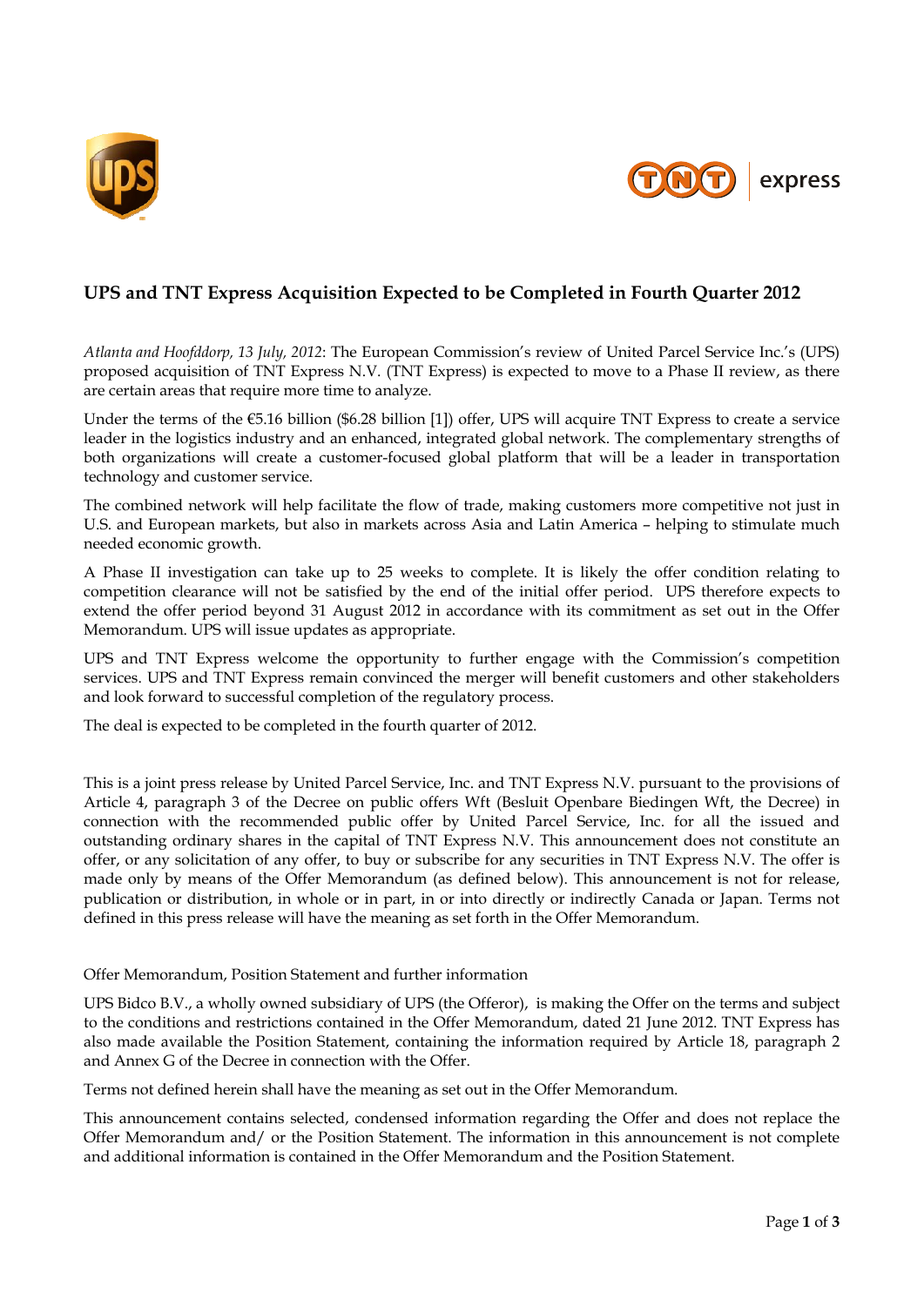## UPS and TNT Express Acquisition Expected to be Completed in Fourth Quarter 2012

*Atlanta and Hoofddorp, 13 July, 2012*: The European Commission's review of United Parcel Service Inc.'s (UPS) proposed acquisition of TNT Express N.V. (TNT Express) is expected to move to a Phase II review, as there are certain areas that require more time to analyze.

Under the terms of the €5.16 billion ($6.28 billion [1]) offer, UPS will acquire TNT Express to create a service leader in the logistics industry and an enhanced, integrated global network. The complementary strengths of both organizations will create a customer-focused global platform that will be a leader in transportation technology and customer service.

The combined network will help facilitate the flow of trade, making customers more competitive not just in U.S. and European markets, but also in markets across Asia and Latin America – helping to stimulate much needed economic growth.

A Phase II investigation can take up to 25 weeks to complete. It is likely the offer condition relating to competition clearance will not be satisfied by the end of the initial offer period. UPS therefore expects to extend the offer period beyond 31 August 2012 in accordance with its commitment as set out in the Offer Memorandum. UPS will issue updates as appropriate.

UPS and TNT Express welcome the opportunity to further engage with the Commission's competition services. UPS and TNT Express remain convinced the merger will benefit customers and other stakeholders and look forward to successful completion of the regulatory process.

The deal is expected to be completed in the fourth quarter of 2012.

This is a joint press release by United Parcel Service, Inc. and TNT Express N.V. pursuant to the provisions of Article 4, paragraph 3 of the Decree on public offers Wft (Besluit Openbare Biedingen Wft, the Decree) in connection with the recommended public offer by United Parcel Service, Inc. for all the issued and outstanding ordinary shares in the capital of TNT Express N.V. This announcement does not constitute an offer, or any solicitation of any offer, to buy or subscribe for any securities in TNT Express N.V. The offer is made only by means of the Offer Memorandum (as defined below). This announcement is not for release, publication or distribution, in whole or in part, in or into directly or indirectly Canada or Japan. Terms not defined in this press release will have the meaning as set forth in the Offer Memorandum.

Offer Memorandum, Position Statement and further information

UPS Bidco B.V., a wholly owned subsidiary of UPS (the Offeror), is making the Offer on the terms and subject to the conditions and restrictions contained in the Offer Memorandum, dated 21 June 2012. TNT Express has also made available the Position Statement, containing the information required by Article 18, paragraph 2 and Annex G of the Decree in connection with the Offer.

Terms not defined herein shall have the meaning as set out in the Offer Memorandum.

This announcement contains selected, condensed information regarding the Offer and does not replace the Offer Memorandum and/ or the Position Statement. The information in this announcement is not complete and additional information is contained in the Offer Memorandum and the Position Statement.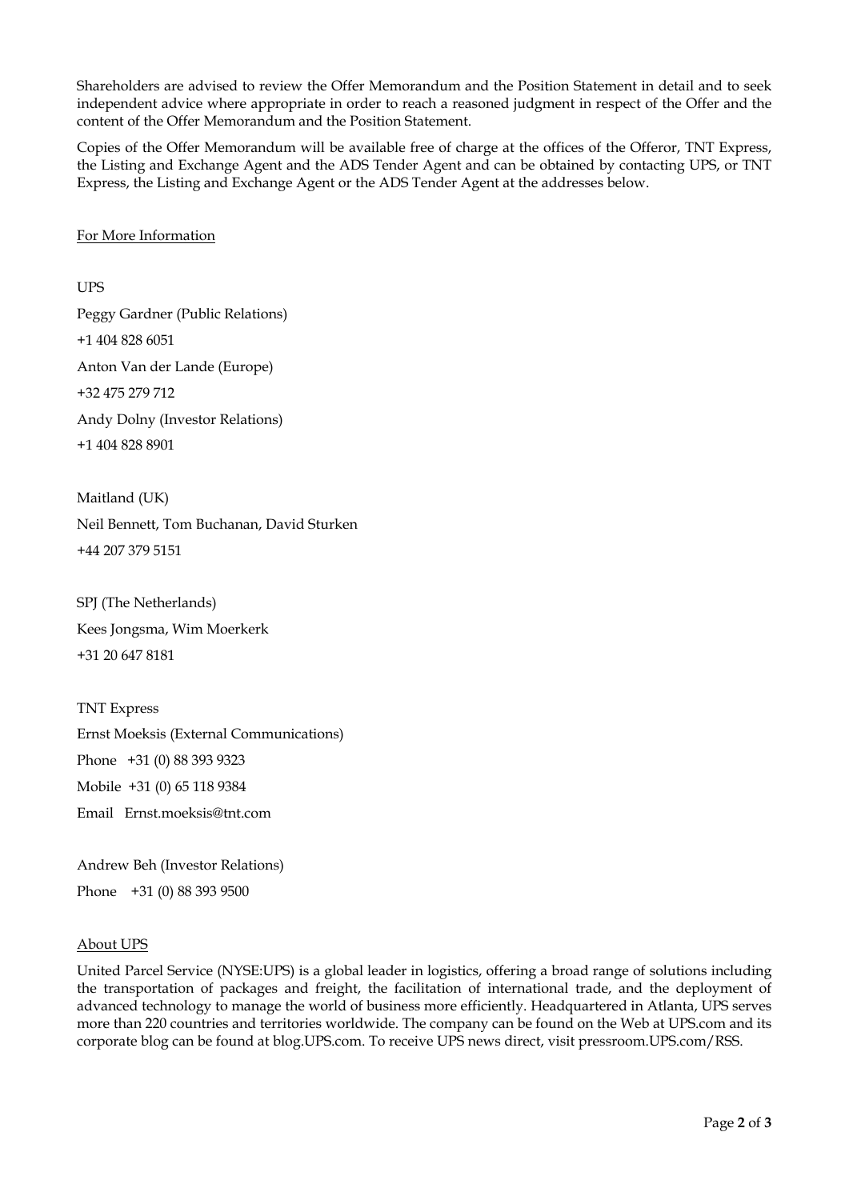Shareholders are advised to review the Offer Memorandum and the Position Statement in detail and to seek independent advice where appropriate in order to reach a reasoned judgment in respect of the Offer and the content of the Offer Memorandum and the Position Statement.

Copies of the Offer Memorandum will be available free of charge at the offices of the Offeror, TNT Express, the Listing and Exchange Agent and the ADS Tender Agent and can be obtained by contacting UPS, or TNT Express, the Listing and Exchange Agent or the ADS Tender Agent at the addresses below.

## For More Information

UPS

Peggy Gardner (Public Relations)

+1 404 828 6051

Anton Van der Lande (Europe)

+32 475 279 712

Andy Dolny (Investor Relations)

+1 404 828 8901

Maitland (UK)

Neil Bennett, Tom Buchanan, David Sturken

+44 207 379 5151

SPJ (The Netherlands)

Kees Jongsma, Wim Moerkerk

+31 20 647 8181

TNT Express

Ernst Moeksis (External Communications)

Phone +31 (0) 88 393 9323

Mobile +31 (0) 65 118 9384

Email Ernst.moeksis@tnt.com

Andrew Beh (Investor Relations)

Phone +31 (0) 88 393 9500

## About UPS

United Parcel Service (NYSE:UPS) is a global leader in logistics, offering a broad range of solutions including the transportation of packages and freight, the facilitation of international trade, and the deployment of advanced technology to manage the world of business more efficiently. Headquartered in Atlanta, UPS serves more than 220 countries and territories worldwide. The company can be found on the Web at UPS.com and its corporate blog can be found at blog.UPS.com. To receive UPS news direct, visit pressroom.UPS.com/RSS.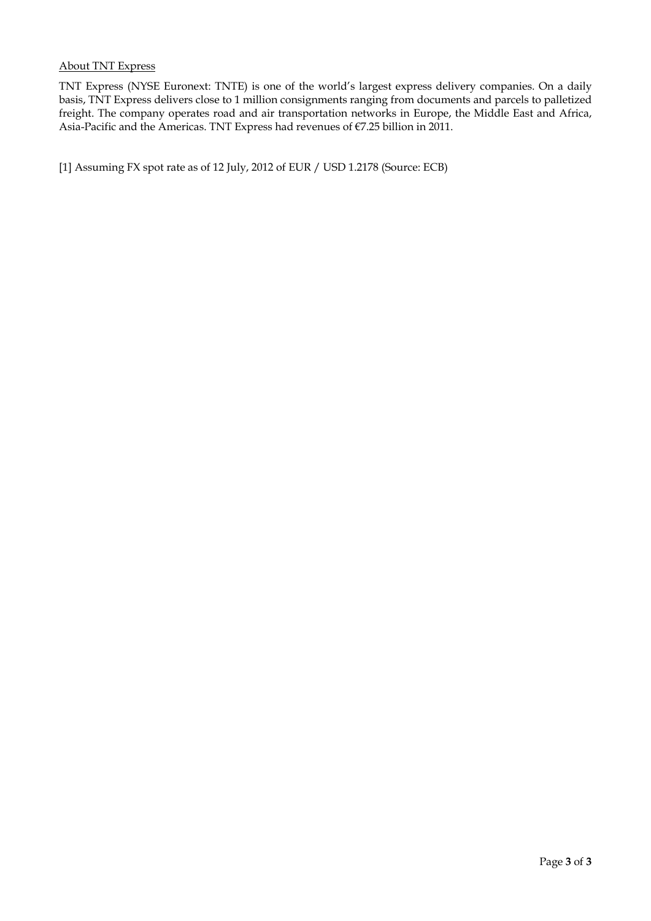<u>About TNT Express</u>

TNT Express (NYSE Euronext: TNTE) is one of the world's largest express delivery companies. On a daily basis, TNT Express delivers close to 1 million consignments ranging from documents and parcels to palletized freight. The company operates road and air transportation networks in Europe, the Middle East and Africa, Asia-Pacific and the Americas. TNT Express had revenues of €7.25 billion in 2011.

[1] Assuming FX spot rate as of 12 July, 2012 of EUR / USD 1.2178 (Source: ECB)